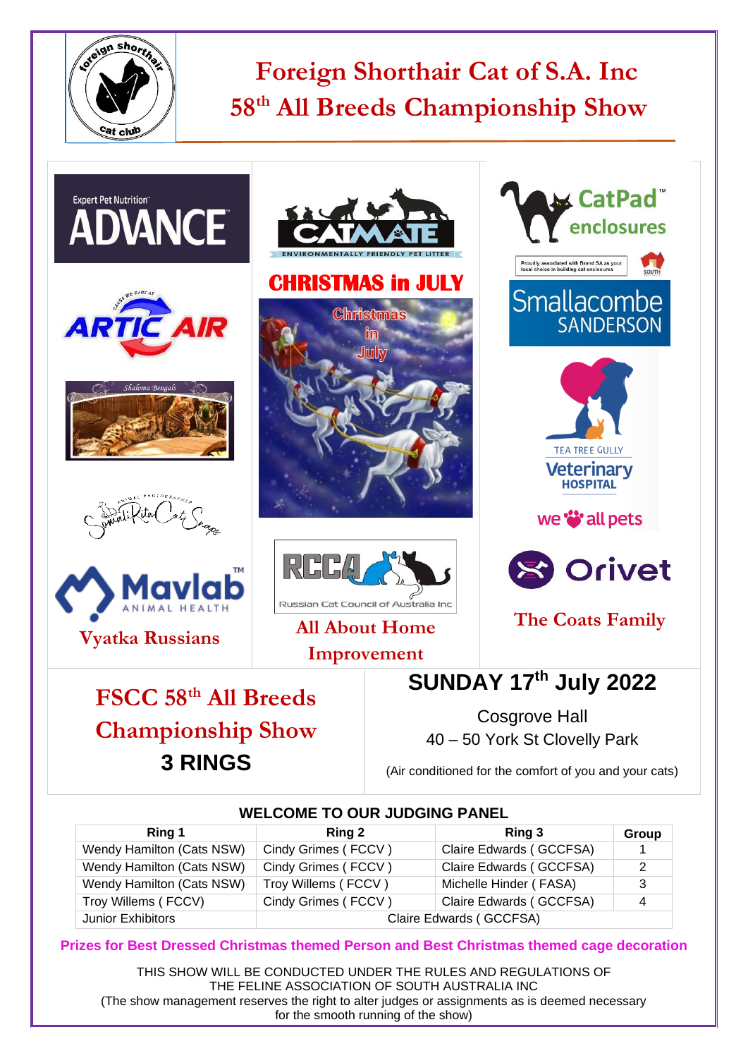# Foreign Shorthair Cat of S.A. Inc
# 58th All Breeds Championship Show

ADVANCE

CATMATE

CHRISTMAS in JULY

CatPad enclosures

Smallacombe SANDERSON

ARTIC AIR

Shaloma Bengals

TEA TREE GULLY Veterinary HOSPITAL

we all pets

Mavlab ANIMAL HEALTH

Vyatka Russians

RCCA Russian Cat Council of Australia Inc

All About Home Improvement

Orivet

The Coats Family

## FSCC 58th All Breeds Championship Show

## 3 RINGS

## SUNDAY 17th July 2022

Cosgrove Hall
40 – 50 York St Clovelly Park

(Air conditioned for the comfort of you and your cats)

### WELCOME TO OUR JUDGING PANEL

| Ring 1 | Ring 2 | Ring 3 | Group |
|---|---|---|---|
| Wendy Hamilton (Cats NSW) | Cindy Grimes ( FCCV ) | Claire Edwards ( GCCFSA) | 1 |
| Wendy Hamilton (Cats NSW) | Cindy Grimes ( FCCV ) | Claire Edwards ( GCCFSA) | 2 |
| Wendy Hamilton (Cats NSW) | Troy Willems ( FCCV ) | Michelle Hinder ( FASA) | 3 |
| Troy Willems ( FCCV) | Cindy Grimes ( FCCV ) | Claire Edwards ( GCCFSA) | 4 |
| Junior Exhibitors | Claire Edwards ( GCCFSA) | | |

**Prizes for Best Dressed Christmas themed Person and Best Christmas themed cage decoration**

THIS SHOW WILL BE CONDUCTED UNDER THE RULES AND REGULATIONS OF THE FELINE ASSOCIATION OF SOUTH AUSTRALIA INC
(The show management reserves the right to alter judges or assignments as is deemed necessary for the smooth running of the show)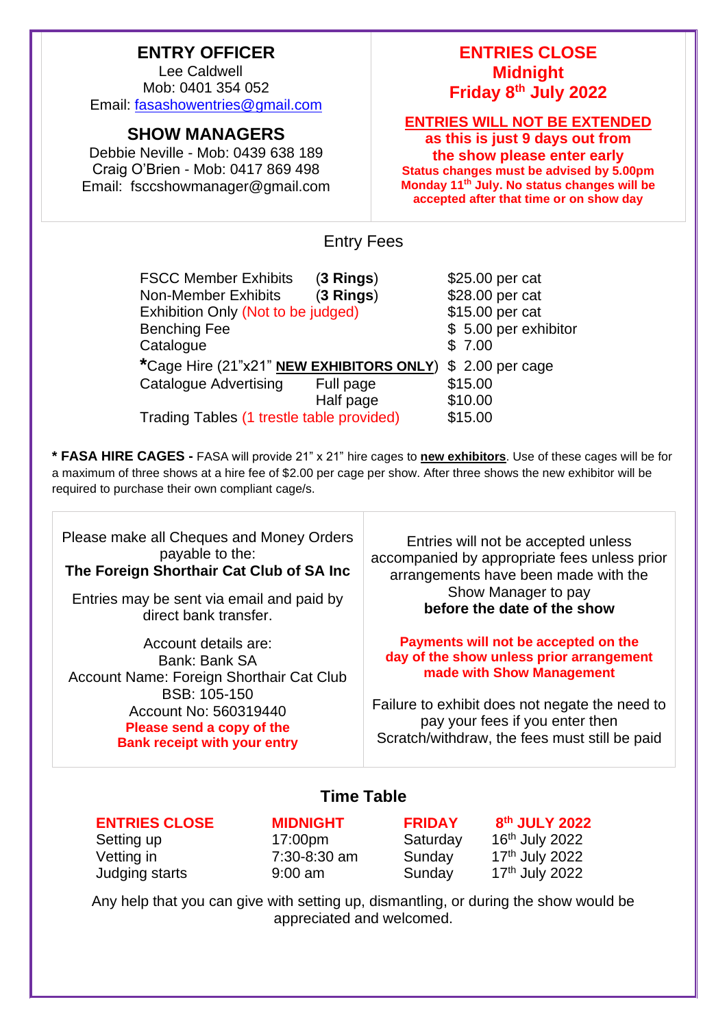## ENTRY OFFICER

Lee Caldwell
Mob: 0401 354 052
Email: fasashowentries@gmail.com

## SHOW MANAGERS

Debbie Neville - Mob: 0439 638 189
Craig O'Brien - Mob: 0417 869 498
Email: fsccshowmanager@gmail.com

## ENTRIES CLOSE Midnight Friday 8th July 2022

**ENTRIES WILL NOT BE EXTENDED**

**as this is just 9 days out from the show please enter early**

**Status changes must be advised by 5.00pm Monday 11th July. No status changes will be accepted after that time or on show day**

## Entry Fees

| | | |
|---|---|---|
| FSCC Member Exhibits | (**3 Rings**) | $25.00 per cat |
| Non-Member Exhibits | (**3 Rings**) | $28.00 per cat |
| Exhibition Only (Not to be judged) | | $15.00 per cat |
| Benching Fee | | $ 5.00 per exhibitor |
| Catalogue | | $ 7.00 |
| *Cage Hire (21"x21" **NEW EXHIBITORS ONLY**) | | $ 2.00 per cage |
| Catalogue Advertising | Full page | $15.00 |
| | Half page | $10.00 |
| Trading Tables (1 trestle table provided) | | $15.00 |

**\* FASA HIRE CAGES -** FASA will provide 21" x 21" hire cages to **new exhibitors**. Use of these cages will be for a maximum of three shows at a hire fee of $2.00 per cage per show. After three shows the new exhibitor will be required to purchase their own compliant cage/s.

Please make all Cheques and Money Orders payable to the:
**The Foreign Shorthair Cat Club of SA Inc**

Entries may be sent via email and paid by direct bank transfer.

Account details are:
Bank: Bank SA
Account Name: Foreign Shorthair Cat Club
BSB: 105-150
Account No: 560319440
**Please send a copy of the Bank receipt with your entry**

Entries will not be accepted unless accompanied by appropriate fees unless prior arrangements have been made with the Show Manager to pay **before the date of the show**

**Payments will not be accepted on the day of the show unless prior arrangement made with Show Management**

Failure to exhibit does not negate the need to pay your fees if you enter then Scratch/withdraw, the fees must still be paid

## Time Table

| | | | |
|---|---|---|---|
| **ENTRIES CLOSE** | **MIDNIGHT** | **FRIDAY** | **8th JULY 2022** |
| Setting up | 17:00pm | Saturday | 16th July 2022 |
| Vetting in | 7:30-8:30 am | Sunday | 17th July 2022 |
| Judging starts | 9:00 am | Sunday | 17th July 2022 |

Any help that you can give with setting up, dismantling, or during the show would be appreciated and welcomed.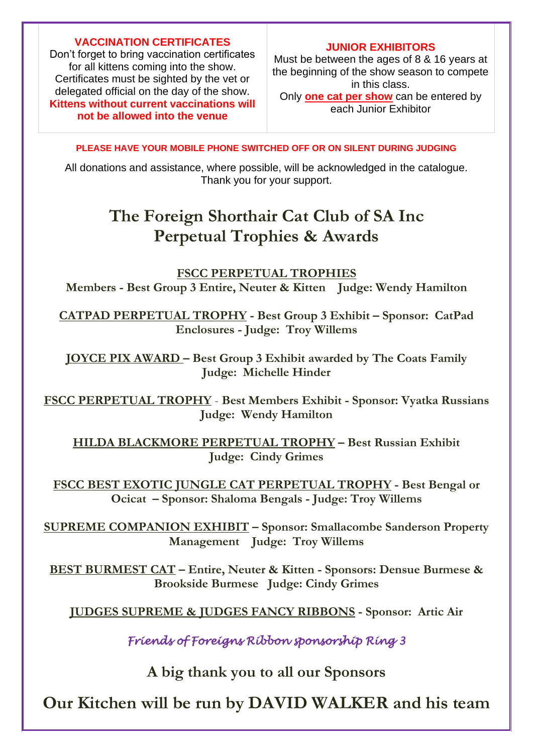**VACCINATION CERTIFICATES**

Don't forget to bring vaccination certificates for all kittens coming into the show. Certificates must be sighted by the vet or delegated official on the day of the show. **Kittens without current vaccinations will not be allowed into the venue**

**JUNIOR EXHIBITORS**

Must be between the ages of 8 & 16 years at the beginning of the show season to compete in this class.
Only **one cat per show** can be entered by each Junior Exhibitor

**PLEASE HAVE YOUR MOBILE PHONE SWITCHED OFF OR ON SILENT DURING JUDGING**

All donations and assistance, where possible, will be acknowledged in the catalogue. Thank you for your support.

# The Foreign Shorthair Cat Club of SA Inc
# Perpetual Trophies & Awards

**FSCC PERPETUAL TROPHIES**
**Members - Best Group 3 Entire, Neuter & Kitten  Judge: Wendy Hamilton**

**CATPAD PERPETUAL TROPHY - Best Group 3 Exhibit – Sponsor: CatPad Enclosures - Judge: Troy Willems**

**JOYCE PIX AWARD – Best Group 3 Exhibit awarded by The Coats Family Judge: Michelle Hinder**

**FSCC PERPETUAL TROPHY - Best Members Exhibit - Sponsor: Vyatka Russians Judge: Wendy Hamilton**

**HILDA BLACKMORE PERPETUAL TROPHY – Best Russian Exhibit Judge: Cindy Grimes**

**FSCC BEST EXOTIC JUNGLE CAT PERPETUAL TROPHY - Best Bengal or Ocicat – Sponsor: Shaloma Bengals - Judge: Troy Willems**

**SUPREME COMPANION EXHIBIT – Sponsor: Smallacombe Sanderson Property Management  Judge: Troy Willems**

**BEST BURMEST CAT – Entire, Neuter & Kitten - Sponsors: Densue Burmese & Brookside Burmese  Judge: Cindy Grimes**

**JUDGES SUPREME & JUDGES FANCY RIBBONS - Sponsor: Artic Air**

*Friends of Foreigns Ribbon sponsorship Ring 3*

## A big thank you to all our Sponsors

## Our Kitchen will be run by DAVID WALKER and his team